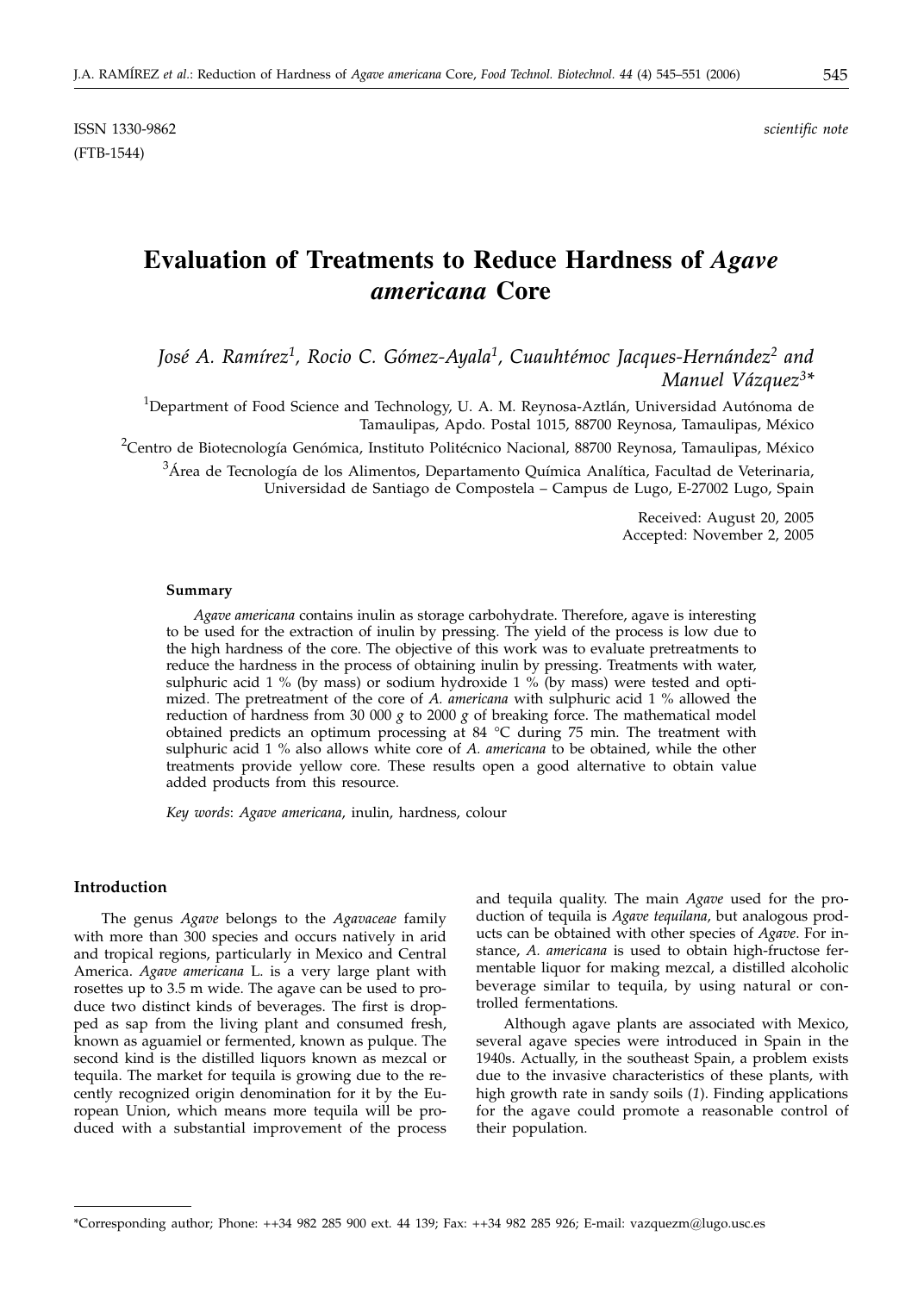ISSN 1330-9862 *scientific note*
(FTB-1544)

# Evaluation of Treatments to Reduce Hardness of *Agave americana* Core

*José A. Ramírez[1], Rocio C. Gómez-Ayala[1], Cuauhtémoc Jacques-Hernández[2] and Manuel Vázquez[3]**

[1]Department of Food Science and Technology, U. A. M. Reynosa-Aztlán, Universidad Autónoma de Tamaulipas, Apdo. Postal 1015, 88700 Reynosa, Tamaulipas, México

[2]Centro de Biotecnología Genómica, Instituto Politécnico Nacional, 88700 Reynosa, Tamaulipas, México

[3]Área de Tecnología de los Alimentos, Departamento Química Analítica, Facultad de Veterinaria, Universidad de Santiago de Compostela – Campus de Lugo, E-27002 Lugo, Spain

Received: August 20, 2005
Accepted: November 2, 2005

### Summary

*Agave americana* contains inulin as storage carbohydrate. Therefore, agave is interesting to be used for the extraction of inulin by pressing. The yield of the process is low due to the high hardness of the core. The objective of this work was to evaluate pretreatments to reduce the hardness in the process of obtaining inulin by pressing. Treatments with water, sulphuric acid 1 % (by mass) or sodium hydroxide 1 % (by mass) were tested and optimized. The pretreatment of the core of *A. americana* with sulphuric acid 1 % allowed the reduction of hardness from 30 000 *g* to 2000 *g* of breaking force. The mathematical model obtained predicts an optimum processing at 84 °C during 75 min. The treatment with sulphuric acid 1 % also allows white core of *A. americana* to be obtained, while the other treatments provide yellow core. These results open a good alternative to obtain value added products from this resource.

*Key words*: *Agave americana*, inulin, hardness, colour

## Introduction

The genus *Agave* belongs to the *Agavaceae* family with more than 300 species and occurs natively in arid and tropical regions, particularly in Mexico and Central America. *Agave americana* L. is a very large plant with rosettes up to 3.5 m wide. The agave can be used to produce two distinct kinds of beverages. The first is dropped as sap from the living plant and consumed fresh, known as aguamiel or fermented, known as pulque. The second kind is the distilled liquors known as mezcal or tequila. The market for tequila is growing due to the recently recognized origin denomination for it by the European Union, which means more tequila will be produced with a substantial improvement of the process and tequila quality. The main *Agave* used for the production of tequila is *Agave tequilana*, but analogous products can be obtained with other species of *Agave*. For instance, *A. americana* is used to obtain high-fructose fermentable liquor for making mezcal, a distilled alcoholic beverage similar to tequila, by using natural or controlled fermentations.

Although agave plants are associated with Mexico, several agave species were introduced in Spain in the 1940s. Actually, in the southeast Spain, a problem exists due to the invasive characteristics of these plants, with high growth rate in sandy soils (*1*). Finding applications for the agave could promote a reasonable control of their population.

*Corresponding author; Phone: ++34 982 285 900 ext. 44 139; Fax: ++34 982 285 926; E-mail: vazquezm@lugo.usc.es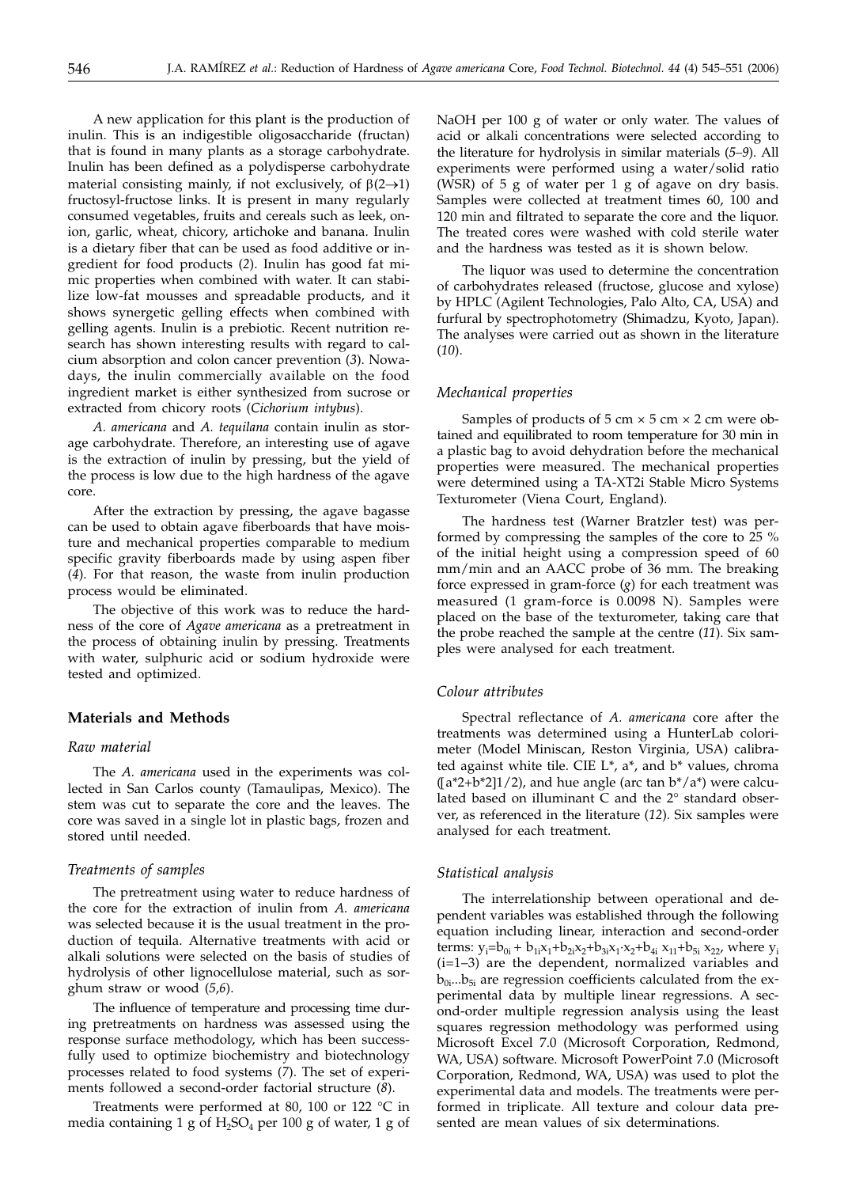A new application for this plant is the production of inulin. This is an indigestible oligosaccharide (fructan) that is found in many plants as a storage carbohydrate. Inulin has been defined as a polydisperse carbohydrate material consisting mainly, if not exclusively, of $\beta(2\rightarrow1)$ fructosyl-fructose links. It is present in many regularly consumed vegetables, fruits and cereals such as leek, onion, garlic, wheat, chicory, artichoke and banana. Inulin is a dietary fiber that can be used as food additive or ingredient for food products (*2*). Inulin has good fat mimic properties when combined with water. It can stabilize low-fat mousses and spreadable products, and it shows synergetic gelling effects when combined with gelling agents. Inulin is a prebiotic. Recent nutrition research has shown interesting results with regard to calcium absorption and colon cancer prevention (*3*). Nowadays, the inulin commercially available on the food ingredient market is either synthesized from sucrose or extracted from chicory roots (*Cichorium intybus*).

*A. americana* and *A. tequilana* contain inulin as storage carbohydrate. Therefore, an interesting use of agave is the extraction of inulin by pressing, but the yield of the process is low due to the high hardness of the agave core.

After the extraction by pressing, the agave bagasse can be used to obtain agave fiberboards that have moisture and mechanical properties comparable to medium specific gravity fiberboards made by using aspen fiber (*4*). For that reason, the waste from inulin production process would be eliminated.

The objective of this work was to reduce the hardness of the core of *Agave americana* as a pretreatment in the process of obtaining inulin by pressing. Treatments with water, sulphuric acid or sodium hydroxide were tested and optimized.

## Materials and Methods

### Raw material

The *A. americana* used in the experiments was collected in San Carlos county (Tamaulipas, Mexico). The stem was cut to separate the core and the leaves. The core was saved in a single lot in plastic bags, frozen and stored until needed.

### Treatments of samples

The pretreatment using water to reduce hardness of the core for the extraction of inulin from *A. americana* was selected because it is the usual treatment in the production of tequila. Alternative treatments with acid or alkali solutions were selected on the basis of studies of hydrolysis of other lignocellulose material, such as sorghum straw or wood (*5*,*6*).

The influence of temperature and processing time during pretreatments on hardness was assessed using the response surface methodology, which has been successfully used to optimize biochemistry and biotechnology processes related to food systems (*7*). The set of experiments followed a second-order factorial structure (*8*).

Treatments were performed at 80, 100 or 122 °C in media containing 1 g of $H_2SO_4$ per 100 g of water, 1 g of NaOH per 100 g of water or only water. The values of acid or alkali concentrations were selected according to the literature for hydrolysis in similar materials (*5–9*). All experiments were performed using a water/solid ratio (WSR) of 5 g of water per 1 g of agave on dry basis. Samples were collected at treatment times 60, 100 and 120 min and filtrated to separate the core and the liquor. The treated cores were washed with cold sterile water and the hardness was tested as it is shown below.

The liquor was used to determine the concentration of carbohydrates released (fructose, glucose and xylose) by HPLC (Agilent Technologies, Palo Alto, CA, USA) and furfural by spectrophotometry (Shimadzu, Kyoto, Japan). The analyses were carried out as shown in the literature (*10*).

### Mechanical properties

Samples of products of 5 cm × 5 cm × 2 cm were obtained and equilibrated to room temperature for 30 min in a plastic bag to avoid dehydration before the mechanical properties were measured. The mechanical properties were determined using a TA-XT2i Stable Micro Systems Texturometer (Viena Court, England).

The hardness test (Warner Bratzler test) was performed by compressing the samples of the core to 25 % of the initial height using a compression speed of 60 mm/min and an AACC probe of 36 mm. The breaking force expressed in gram-force (*g*) for each treatment was measured (1 gram-force is 0.0098 N). Samples were placed on the base of the texturometer, taking care that the probe reached the sample at the centre (*11*). Six samples were analysed for each treatment.

### Colour attributes

Spectral reflectance of *A. americana* core after the treatments was determined using a HunterLab colorimeter (Model Miniscan, Reston Virginia, USA) calibrated against white tile. CIE L*, a*, and b* values, chroma ([a*2+b*2]1/2), and hue angle (arc tan b*/a*) were calculated based on illuminant C and the 2° standard observer, as referenced in the literature (*12*). Six samples were analysed for each treatment.

### Statistical analysis

The interrelationship between operational and dependent variables was established through the following equation including linear, interaction and second-order terms: $y_i=b_{0i} + b_{1i}x_1+b_{2i}x_2+b_{3i}x_1 \cdot x_2+b_{4i}\, x_{11}+b_{5i}\, x_{22}$, where $y_i$ (i=1–3) are the dependent, normalized variables and $b_{0i}...b_{5i}$ are regression coefficients calculated from the experimental data by multiple linear regressions. A second-order multiple regression analysis using the least squares regression methodology was performed using Microsoft Excel 7.0 (Microsoft Corporation, Redmond, WA, USA) software. Microsoft PowerPoint 7.0 (Microsoft Corporation, Redmond, WA, USA) was used to plot the experimental data and models. The treatments were performed in triplicate. All texture and colour data presented are mean values of six determinations.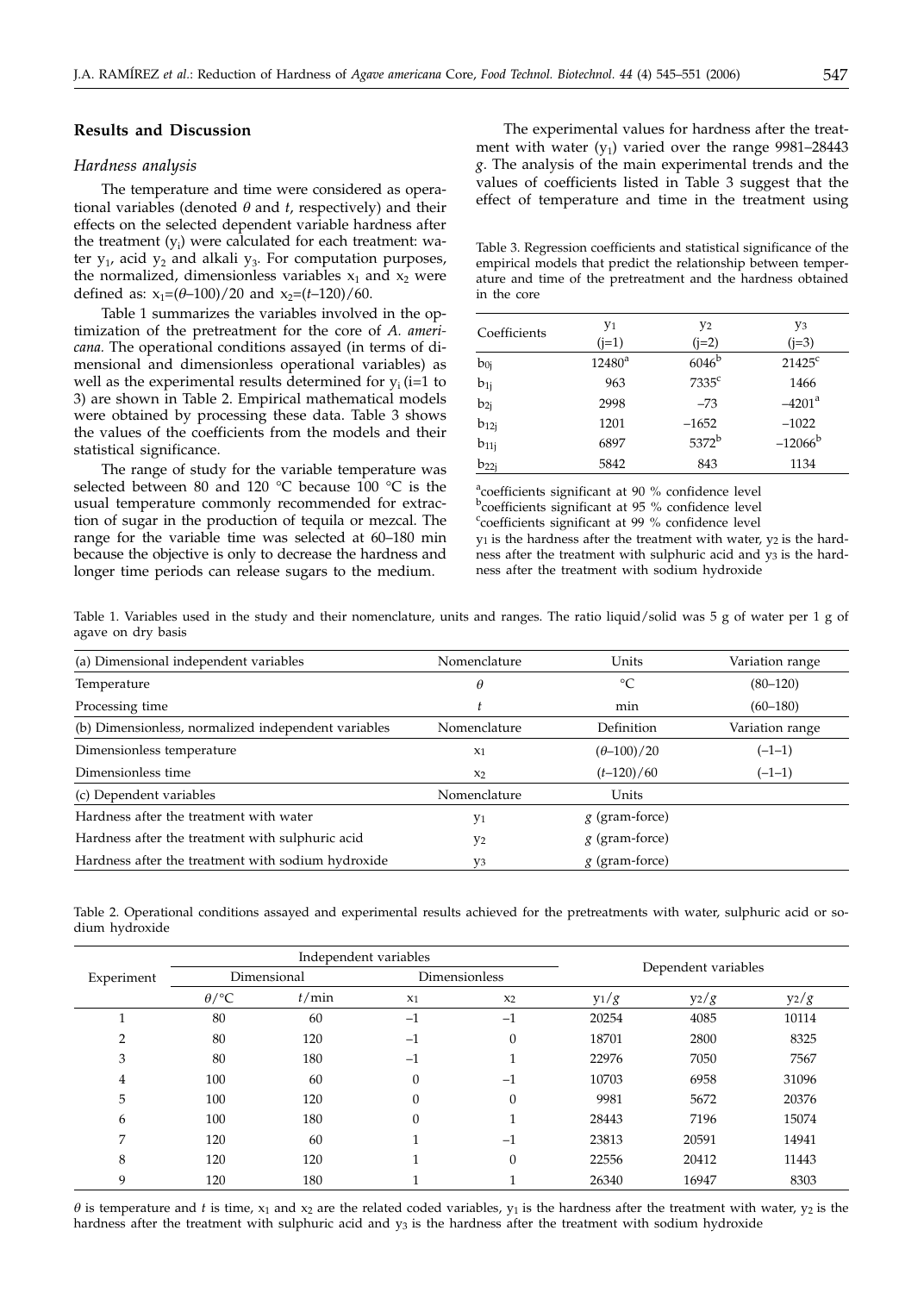## Results and Discussion

### *Hardness analysis*

The temperature and time were considered as operational variables (denoted $\theta$ and $t$, respectively) and their effects on the selected dependent variable hardness after the treatment ($y_i$) were calculated for each treatment: water $y_1$, acid $y_2$ and alkali $y_3$. For computation purposes, the normalized, dimensionless variables $x_1$ and $x_2$ were defined as: $x_1=(\theta-100)/20$ and $x_2=(t-120)/60$.

Table 1 summarizes the variables involved in the optimization of the pretreatment for the core of *A. americana.* The operational conditions assayed (in terms of dimensional and dimensionless operational variables) as well as the experimental results determined for $y_i$ (i=1 to 3) are shown in Table 2. Empirical mathematical models were obtained by processing these data. Table 3 shows the values of the coefficients from the models and their statistical significance.

The range of study for the variable temperature was selected between 80 and 120 °C because 100 °C is the usual temperature commonly recommended for extraction of sugar in the production of tequila or mezcal. The range for the variable time was selected at 60–180 min because the objective is only to decrease the hardness and longer time periods can release sugars to the medium.

The experimental values for hardness after the treatment with water ($y_1$) varied over the range 9981–28443 *g*. The analysis of the main experimental trends and the values of coefficients listed in Table 3 suggest that the effect of temperature and time in the treatment using

Table 3. Regression coefficients and statistical significance of the empirical models that predict the relationship between temperature and time of the pretreatment and the hardness obtained in the core

| Coefficients | $y_1$ (j=1) | $y_2$ (j=2) | $y_3$ (j=3) |
|---|---|---|---|
| $b_{0j}$ | 12480[a] | 6046[b] | 21425[c] |
| $b_{1j}$ | 963 | 7335[c] | 1466 |
| $b_{2j}$ | 2998 | –73 | –4201[a] |
| $b_{12j}$ | 1201 | –1652 | –1022 |
| $b_{11j}$ | 6897 | 5372[b] | –12066[b] |
| $b_{22j}$ | 5842 | 843 | 1134 |

[a]coefficients significant at 90 % confidence level
[b]coefficients significant at 95 % confidence level
[c]coefficients significant at 99 % confidence level
$y_1$ is the hardness after the treatment with water, $y_2$ is the hardness after the treatment with sulphuric acid and $y_3$ is the hardness after the treatment with sodium hydroxide

Table 1. Variables used in the study and their nomenclature, units and ranges. The ratio liquid/solid was 5 g of water per 1 g of agave on dry basis

| (a) Dimensional independent variables | Nomenclature | Units | Variation range |
|---|---|---|---|
| Temperature | $\theta$ | °C | (80–120) |
| Processing time | $t$ | min | (60–180) |
| **(b) Dimensionless, normalized independent variables** | **Nomenclature** | **Definition** | **Variation range** |
| Dimensionless temperature | $x_1$ | $(\theta-100)/20$ | (–1–1) |
| Dimensionless time | $x_2$ | $(t-120)/60$ | (–1–1) |
| **(c) Dependent variables** | **Nomenclature** | **Units** | |
| Hardness after the treatment with water | $y_1$ | *g* (gram-force) | |
| Hardness after the treatment with sulphuric acid | $y_2$ | *g* (gram-force) | |
| Hardness after the treatment with sodium hydroxide | $y_3$ | *g* (gram-force) | |

Table 2. Operational conditions assayed and experimental results achieved for the pretreatments with water, sulphuric acid or sodium hydroxide

| Experiment | Independent variables | | | | Dependent variables | | |
|---|---|---|---|---|---|---|---|
| | Dimensional | | Dimensionless | | | | |
| | $\theta$/°C | $t$/min | $x_1$ | $x_2$ | $y_1/g$ | $y_2/g$ | $y_2/g$ |
| 1 | 80 | 60 | –1 | –1 | 20254 | 4085 | 10114 |
| 2 | 80 | 120 | –1 | 0 | 18701 | 2800 | 8325 |
| 3 | 80 | 180 | –1 | 1 | 22976 | 7050 | 7567 |
| 4 | 100 | 60 | 0 | –1 | 10703 | 6958 | 31096 |
| 5 | 100 | 120 | 0 | 0 | 9981 | 5672 | 20376 |
| 6 | 100 | 180 | 0 | 1 | 28443 | 7196 | 15074 |
| 7 | 120 | 60 | 1 | –1 | 23813 | 20591 | 14941 |
| 8 | 120 | 120 | 1 | 0 | 22556 | 20412 | 11443 |
| 9 | 120 | 180 | 1 | 1 | 26340 | 16947 | 8303 |

$\theta$ is temperature and $t$ is time, $x_1$ and $x_2$ are the related coded variables, $y_1$ is the hardness after the treatment with water, $y_2$ is the hardness after the treatment with sulphuric acid and $y_3$ is the hardness after the treatment with sodium hydroxide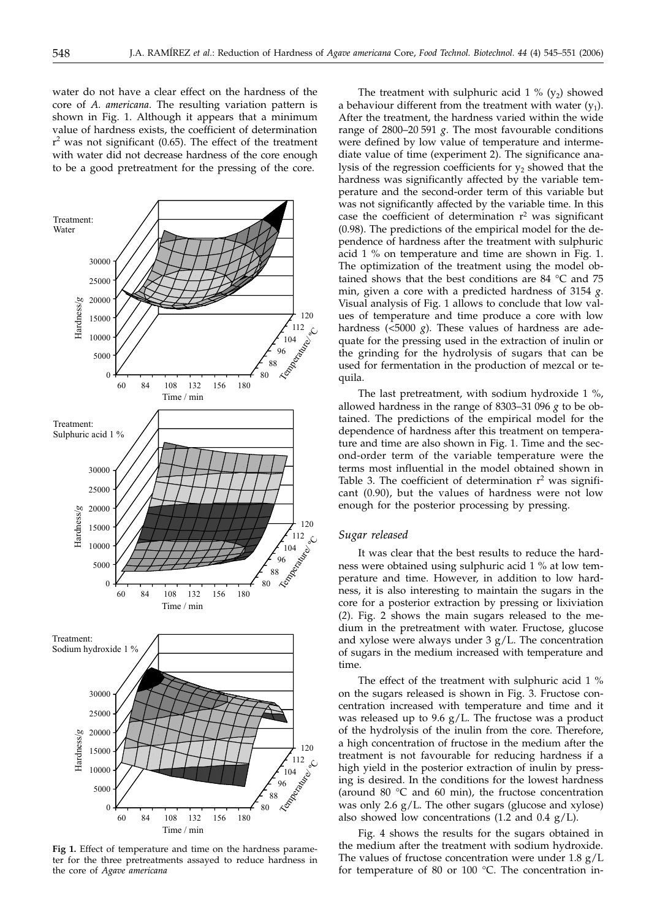water do not have a clear effect on the hardness of the core of *A. americana*. The resulting variation pattern is shown in Fig. 1. Although it appears that a minimum value of hardness exists, the coefficient of determination $r^2$ was not significant (0.65). The effect of the treatment with water did not decrease hardness of the core enough to be a good pretreatment for the pressing of the core.

**Fig 1.** Effect of temperature and time on the hardness parameter for the three pretreatments assayed to reduce hardness in the core of *Agave americana*

The treatment with sulphuric acid 1 % ($y_2$) showed a behaviour different from the treatment with water ($y_1$). After the treatment, the hardness varied within the wide range of 2800–20 591 *g*. The most favourable conditions were defined by low value of temperature and intermediate value of time (experiment 2). The significance analysis of the regression coefficients for $y_2$ showed that the hardness was significantly affected by the variable temperature and the second-order term of this variable but was not significantly affected by the variable time. In this case the coefficient of determination $r^2$ was significant (0.98). The predictions of the empirical model for the dependence of hardness after the treatment with sulphuric acid 1 % on temperature and time are shown in Fig. 1. The optimization of the treatment using the model obtained shows that the best conditions are 84 °C and 75 min, given a core with a predicted hardness of 3154 *g*. Visual analysis of Fig. 1 allows to conclude that low values of temperature and time produce a core with low hardness (<5000 *g*). These values of hardness are adequate for the pressing used in the extraction of inulin or the grinding for the hydrolysis of sugars that can be used for fermentation in the production of mezcal or tequila.

The last pretreatment, with sodium hydroxide 1 %, allowed hardness in the range of 8303–31 096 *g* to be obtained. The predictions of the empirical model for the dependence of hardness after this treatment on temperature and time are also shown in Fig. 1. Time and the second-order term of the variable temperature were the terms most influential in the model obtained shown in Table 3. The coefficient of determination $r^2$ was significant (0.90), but the values of hardness were not low enough for the posterior processing by pressing.

### *Sugar released*

It was clear that the best results to reduce the hardness were obtained using sulphuric acid 1 % at low temperature and time. However, in addition to low hardness, it is also interesting to maintain the sugars in the core for a posterior extraction by pressing or lixiviation (2). Fig. 2 shows the main sugars released to the medium in the pretreatment with water. Fructose, glucose and xylose were always under 3 g/L. The concentration of sugars in the medium increased with temperature and time.

The effect of the treatment with sulphuric acid 1 % on the sugars released is shown in Fig. 3. Fructose concentration increased with temperature and time and it was released up to 9.6 g/L. The fructose was a product of the hydrolysis of the inulin from the core. Therefore, a high concentration of fructose in the medium after the treatment is not favourable for reducing hardness if a high yield in the posterior extraction of inulin by pressing is desired. In the conditions for the lowest hardness (around 80 °C and 60 min), the fructose concentration was only 2.6 g/L. The other sugars (glucose and xylose) also showed low concentrations (1.2 and 0.4 g/L).

Fig. 4 shows the results for the sugars obtained in the medium after the treatment with sodium hydroxide. The values of fructose concentration were under 1.8 g/L for temperature of 80 or 100 °C. The concentration in-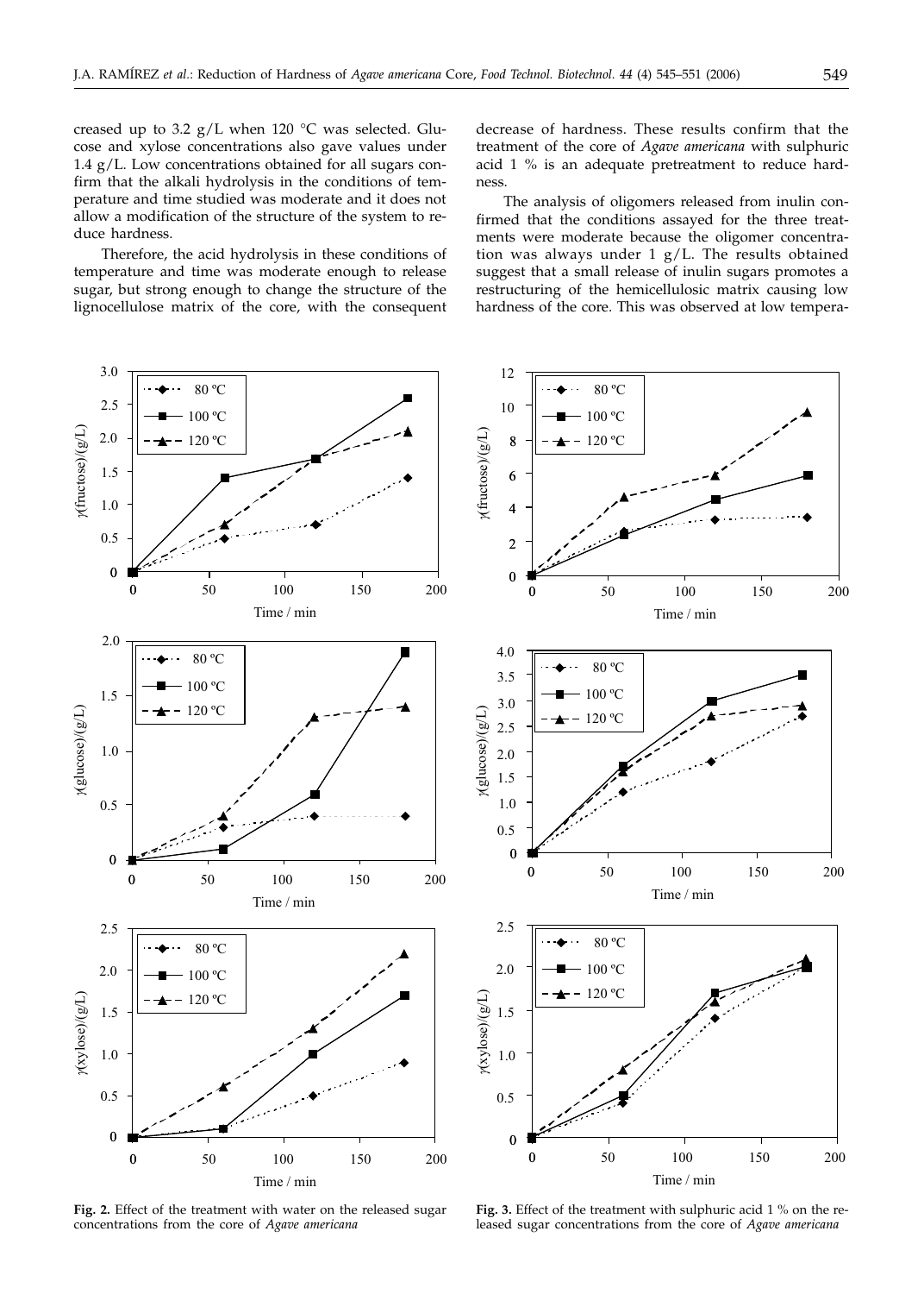creased up to 3.2 g/L when 120 °C was selected. Glucose and xylose concentrations also gave values under 1.4 g/L. Low concentrations obtained for all sugars confirm that the alkali hydrolysis in the conditions of temperature and time studied was moderate and it does not allow a modification of the structure of the system to reduce hardness.

Therefore, the acid hydrolysis in these conditions of temperature and time was moderate enough to release sugar, but strong enough to change the structure of the lignocellulose matrix of the core, with the consequent decrease of hardness. These results confirm that the treatment of the core of *Agave americana* with sulphuric acid 1 % is an adequate pretreatment to reduce hardness.

The analysis of oligomers released from inulin confirmed that the conditions assayed for the three treatments were moderate because the oligomer concentration was always under 1 g/L. The results obtained suggest that a small release of inulin sugars promotes a restructuring of the hemicellulosic matrix causing low hardness of the core. This was observed at low tempera-

**Fig. 2.** Effect of the treatment with water on the released sugar concentrations from the core of *Agave americana*

**Fig. 3.** Effect of the treatment with sulphuric acid 1 % on the released sugar concentrations from the core of *Agave americana*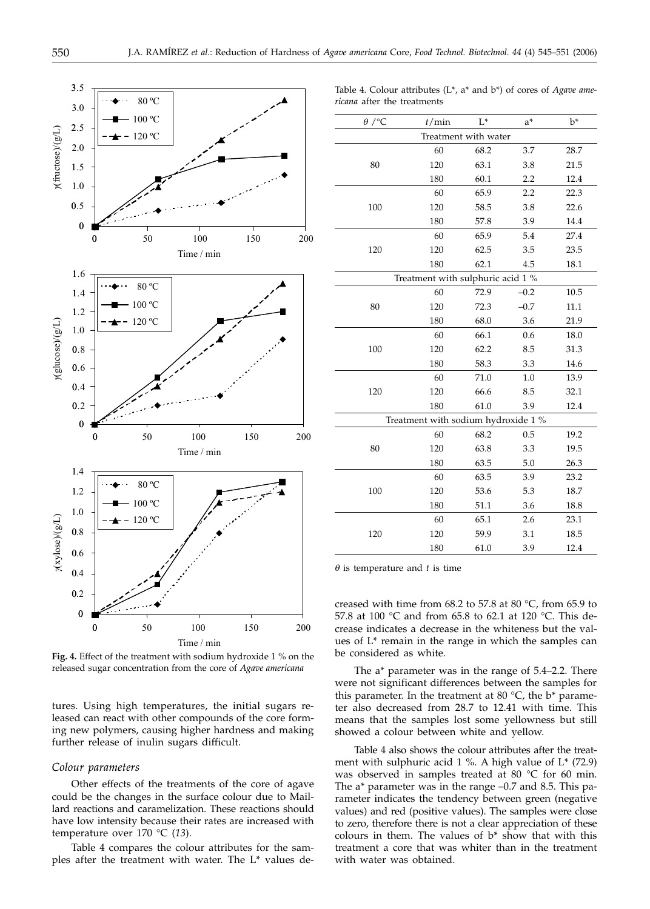**Fig. 4.** Effect of the treatment with sodium hydroxide 1 % on the released sugar concentration from the core of *Agave americana*

tures. Using high temperatures, the initial sugars released can react with other compounds of the core forming new polymers, causing higher hardness and making further release of inulin sugars difficult.

### *Colour parameters*

Other effects of the treatments of the core of agave could be the changes in the surface colour due to Maillard reactions and caramelization. These reactions should have low intensity because their rates are increased with temperature over 170 °C (*13*).

Table 4 compares the colour attributes for the samples after the treatment with water. The L* values decreased with time from 68.2 to 57.8 at 80 °C, from 65.9 to 57.8 at 100 °C and from 65.8 to 62.1 at 120 °C. This decrease indicates a decrease in the whiteness but the values of L* remain in the range in which the samples can be considered as white.

The a* parameter was in the range of 5.4–2.2. There were not significant differences between the samples for this parameter. In the treatment at 80 °C, the b* parameter also decreased from 28.7 to 12.41 with time. This means that the samples lost some yellowness but still showed a colour between white and yellow.

Table 4 also shows the colour attributes after the treatment with sulphuric acid 1 %. A high value of L* (72.9) was observed in samples treated at 80 °C for 60 min. The a* parameter was in the range –0.7 and 8.5. This parameter indicates the tendency between green (negative values) and red (positive values). The samples were close to zero, therefore there is not a clear appreciation of these colours in them. The values of b* show that with this treatment a core that was whiter than in the treatment with water was obtained.

Table 4. Colour attributes (L*, a* and b*) of cores of *Agave americana* after the treatments

| $\theta$ /°C | $t$/min | L* | a* | b* |
|---|---|---|---|---|
| Treatment with water | | | | |
| 80 | 60 | 68.2 | 3.7 | 28.7 |
| | 120 | 63.1 | 3.8 | 21.5 |
| | 180 | 60.1 | 2.2 | 12.4 |
| 100 | 60 | 65.9 | 2.2 | 22.3 |
| | 120 | 58.5 | 3.8 | 22.6 |
| | 180 | 57.8 | 3.9 | 14.4 |
| 120 | 60 | 65.9 | 5.4 | 27.4 |
| | 120 | 62.5 | 3.5 | 23.5 |
| | 180 | 62.1 | 4.5 | 18.1 |
| Treatment with sulphuric acid 1 % | | | | |
| 80 | 60 | 72.9 | –0.2 | 10.5 |
| | 120 | 72.3 | –0.7 | 11.1 |
| | 180 | 68.0 | 3.6 | 21.9 |
| 100 | 60 | 66.1 | 0.6 | 18.0 |
| | 120 | 62.2 | 8.5 | 31.3 |
| | 180 | 58.3 | 3.3 | 14.6 |
| 120 | 60 | 71.0 | 1.0 | 13.9 |
| | 120 | 66.6 | 8.5 | 32.1 |
| | 180 | 61.0 | 3.9 | 12.4 |
| Treatment with sodium hydroxide 1 % | | | | |
| 80 | 60 | 68.2 | 0.5 | 19.2 |
| | 120 | 63.8 | 3.3 | 19.5 |
| | 180 | 63.5 | 5.0 | 26.3 |
| 100 | 60 | 63.5 | 3.9 | 23.2 |
| | 120 | 53.6 | 5.3 | 18.7 |
| | 180 | 51.1 | 3.6 | 18.8 |
| 120 | 60 | 65.1 | 2.6 | 23.1 |
| | 120 | 59.9 | 3.1 | 18.5 |
| | 180 | 61.0 | 3.9 | 12.4 |

$\theta$ is temperature and $t$ is time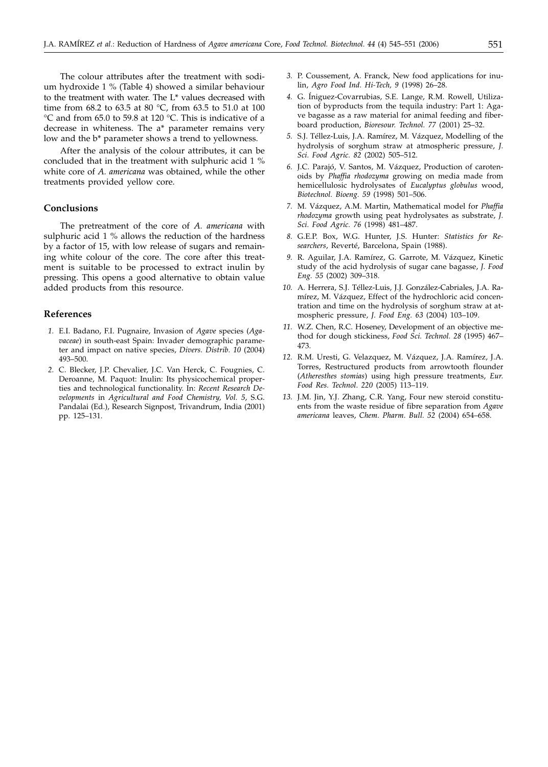The colour attributes after the treatment with sodium hydroxide 1 % (Table 4) showed a similar behaviour to the treatment with water. The L* values decreased with time from 68.2 to 63.5 at 80 °C, from 63.5 to 51.0 at 100 °C and from 65.0 to 59.8 at 120 °C. This is indicative of a decrease in whiteness. The a* parameter remains very low and the b* parameter shows a trend to yellowness.

After the analysis of the colour attributes, it can be concluded that in the treatment with sulphuric acid 1 % white core of *A. americana* was obtained, while the other treatments provided yellow core.

## Conclusions

The pretreatment of the core of *A. americana* with sulphuric acid 1 % allows the reduction of the hardness by a factor of 15, with low release of sugars and remaining white colour of the core. The core after this treatment is suitable to be processed to extract inulin by pressing. This opens a good alternative to obtain value added products from this resource.

## References

1. E.I. Badano, F.I. Pugnaire, Invasion of *Agave* species (*Agavaceae*) in south-east Spain: Invader demographic parameter and impact on native species, *Divers. Distrib. 10* (2004) 493–500.
2. C. Blecker, J.P. Chevalier, J.C. Van Herck, C. Fougnies, C. Deroanne, M. Paquot: Inulin: Its physicochemical properties and technological functionality. In: *Recent Research Developments* in *Agricultural and Food Chemistry, Vol. 5*, S.G. Pandalai (Ed.), Research Signpost, Trivandrum, India (2001) pp. 125–131.
3. P. Coussement, A. Franck, New food applications for inulin, *Agro Food Ind. Hi-Tech, 9* (1998) 26–28.
4. G. Íniguez-Covarrubias, S.E. Lange, R.M. Rowell, Utilization of byproducts from the tequila industry: Part 1: Agave bagasse as a raw material for animal feeding and fiberboard production, *Bioresour. Technol. 77* (2001) 25–32.
5. S.J. Téllez-Luis, J.A. Ramírez, M. Vázquez, Modelling of the hydrolysis of sorghum straw at atmospheric pressure, *J. Sci. Food Agric. 82* (2002) 505–512.
6. J.C. Parajó, V. Santos, M. Vázquez, Production of carotenoids by *Phaffia rhodozyma* growing on media made from hemicellulosic hydrolysates of *Eucalyptus globulus* wood, *Biotechnol. Bioeng. 59* (1998) 501–506.
7. M. Vázquez, A.M. Martin, Mathematical model for *Phaffia rhodozyma* growth using peat hydrolysates as substrate, *J. Sci. Food Agric. 76* (1998) 481–487.
8. G.E.P. Box, W.G. Hunter, J.S. Hunter: *Statistics for Researchers*, Reverté, Barcelona, Spain (1988).
9. R. Aguilar, J.A. Ramírez, G. Garrote, M. Vázquez, Kinetic study of the acid hydrolysis of sugar cane bagasse, *J. Food Eng. 55* (2002) 309–318.
10. A. Herrera, S.J. Téllez-Luis, J.J. González-Cabriales, J.A. Ramírez, M. Vázquez, Effect of the hydrochloric acid concentration and time on the hydrolysis of sorghum straw at atmospheric pressure, *J. Food Eng. 63* (2004) 103–109.
11. W.Z. Chen, R.C. Hoseney, Development of an objective method for dough stickiness, *Food Sci. Technol. 28* (1995) 467–473.
12. R.M. Uresti, G. Velazquez, M. Vázquez, J.A. Ramírez, J.A. Torres, Restructured products from arrowtooth flounder (*Atheresthes stomias*) using high pressure treatments, *Eur. Food Res. Technol. 220* (2005) 113–119.
13. J.M. Jin, Y.J. Zhang, C.R. Yang, Four new steroid constituents from the waste residue of fibre separation from *Agave americana* leaves, *Chem. Pharm. Bull. 52* (2004) 654–658.